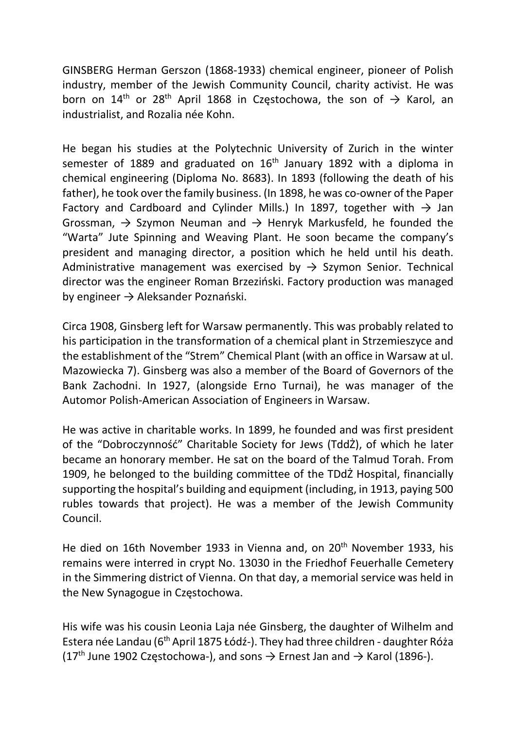GINSBERG Herman Gerszon (1868-1933) chemical engineer, pioneer of Polish industry, member of the Jewish Community Council, charity activist. He was born on 14th or 28th April 1868 in Częstochowa, the son of → Karol, an industrialist, and Rozalia née Kohn.

He began his studies at the Polytechnic University of Zurich in the winter semester of 1889 and graduated on 16th January 1892 with a diploma in chemical engineering (Diploma No. 8683). In 1893 (following the death of his father), he took over the family business. (In 1898, he was co-owner of the Paper Factory and Cardboard and Cylinder Mills.) In 1897, together with → Jan Grossman, → Szymon Neuman and → Henryk Markusfeld, he founded the "Warta" Jute Spinning and Weaving Plant. He soon became the company's president and managing director, a position which he held until his death. Administrative management was exercised by → Szymon Senior. Technical director was the engineer Roman Brzeziński. Factory production was managed by engineer → Aleksander Poznański.

Circa 1908, Ginsberg left for Warsaw permanently. This was probably related to his participation in the transformation of a chemical plant in Strzemieszyce and the establishment of the "Strem" Chemical Plant (with an office in Warsaw at ul. Mazowiecka 7). Ginsberg was also a member of the Board of Governors of the Bank Zachodni. In 1927, (alongside Erno Turnai), he was manager of the Automor Polish-American Association of Engineers in Warsaw.

He was active in charitable works. In 1899, he founded and was first president of the "Dobroczynność" Charitable Society for Jews (TddŻ), of which he later became an honorary member. He sat on the board of the Talmud Torah. From 1909, he belonged to the building committee of the TDdŻ Hospital, financially supporting the hospital's building and equipment (including, in 1913, paying 500 rubles towards that project). He was a member of the Jewish Community Council.

He died on 16th November 1933 in Vienna and, on 20th November 1933, his remains were interred in crypt No. 13030 in the Friedhof Feuerhalle Cemetery in the Simmering district of Vienna. On that day, a memorial service was held in the New Synagogue in Częstochowa.

His wife was his cousin Leonia Laja née Ginsberg, the daughter of Wilhelm and Estera née Landau (6th April 1875 Łódź-). They had three children - daughter Róża (17th June 1902 Częstochowa-), and sons → Ernest Jan and → Karol (1896-).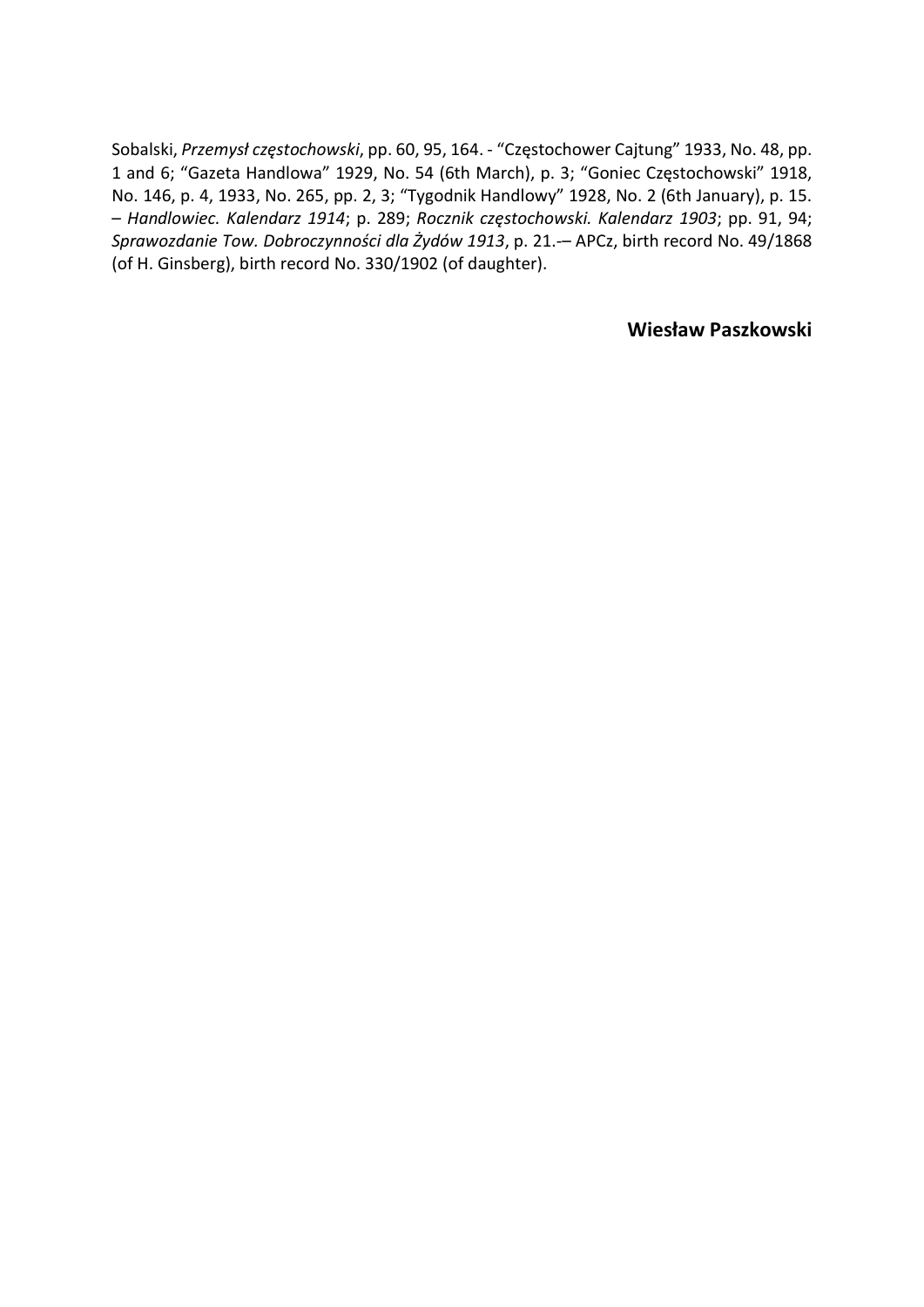Sobalski, *Przemysł częstochowski*, pp. 60, 95, 164. - “Częstochower Cajtung” 1933, No. 48, pp. 1 and 6; “Gazeta Handlowa” 1929, No. 54 (6th March), p. 3; “Goniec Częstochowski” 1918, No. 146, p. 4, 1933, No. 265, pp. 2, 3; “Tygodnik Handlowy” 1928, No. 2 (6th January), p. 15. – *Handlowiec. Kalendarz 1914*; p. 289; *Rocznik częstochowski. Kalendarz 1903*; pp. 91, 94; *Sprawozdanie Tow. Dobroczynności dla Żydów 1913*, p. 21.-– APCz, birth record No. 49/1868 (of H. Ginsberg), birth record No. 330/1902 (of daughter).

**Wiesław Paszkowski**